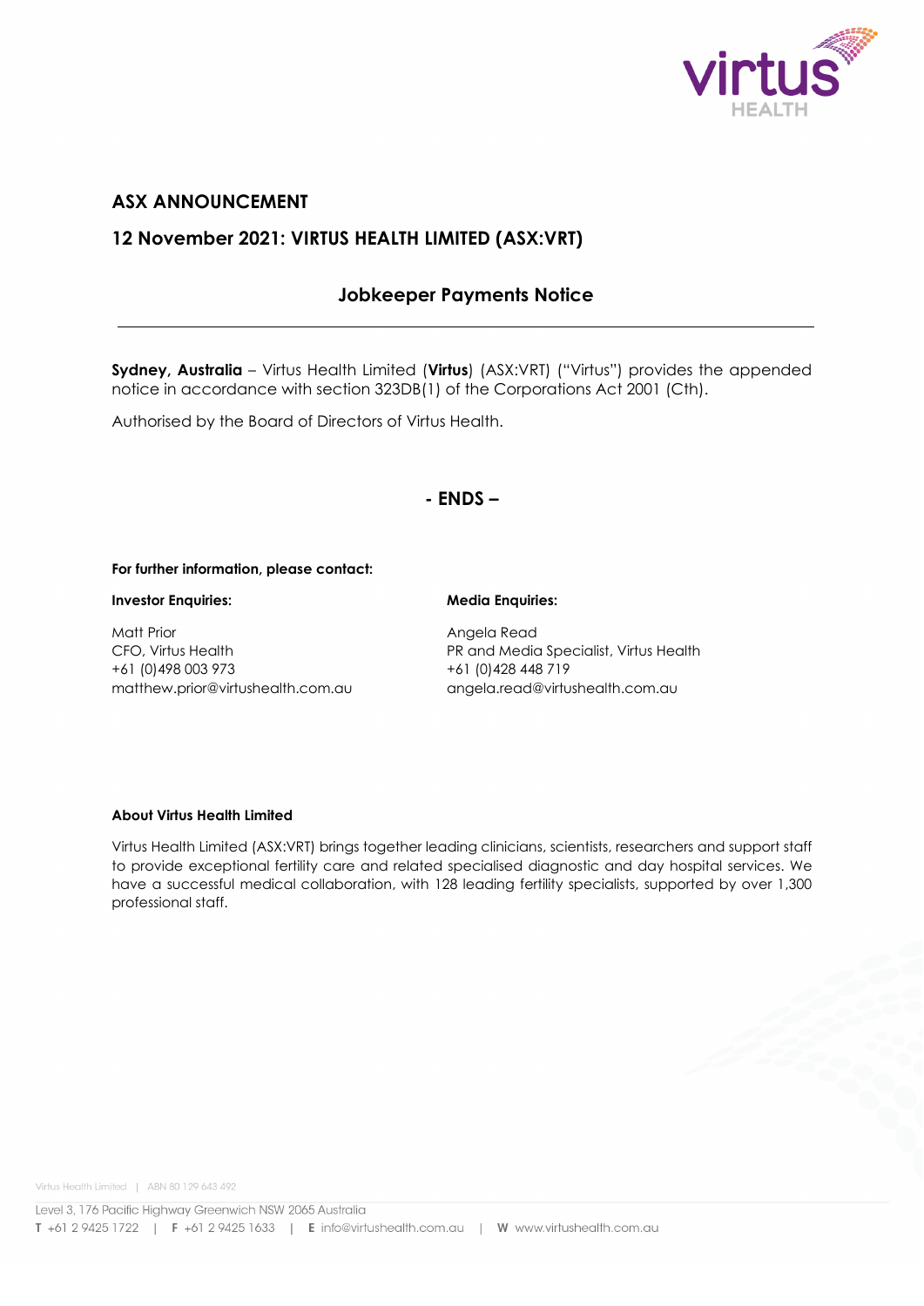## ASX ANNOUNCEMENT

## 12 November 2021: VIRTUS HEALTH LIMITED (ASX:VRT)

### Jobkeeper Payments Notice

---

**Sydney, Australia** – Virtus Health Limited (**Virtus**) (ASX:VRT) ("Virtus") provides the appended notice in accordance with section 323DB(1) of the Corporations Act 2001 (Cth).

Authorised by the Board of Directors of Virtus Health.

**- ENDS –**

**For further information, please contact:**

**Investor Enquiries:**

Matt Prior
CFO, Virtus Health
+61 (0)498 003 973
matthew.prior@virtushealth.com.au

**Media Enquiries:**

Angela Read
PR and Media Specialist, Virtus Health
+61 (0)428 448 719
angela.read@virtushealth.com.au

**About Virtus Health Limited**

Virtus Health Limited (ASX:VRT) brings together leading clinicians, scientists, researchers and support staff to provide exceptional fertility care and related specialised diagnostic and day hospital services. We have a successful medical collaboration, with 128 leading fertility specialists, supported by over 1,300 professional staff.

Virtus Health Limited | ABN 80 129 643 492

Level 3, 176 Pacific Highway Greenwich NSW 2065 Australia
**T** +61 2 9425 1722 | **F** +61 2 9425 1633 | **E** info@virtushealth.com.au | **W** www.virtushealth.com.au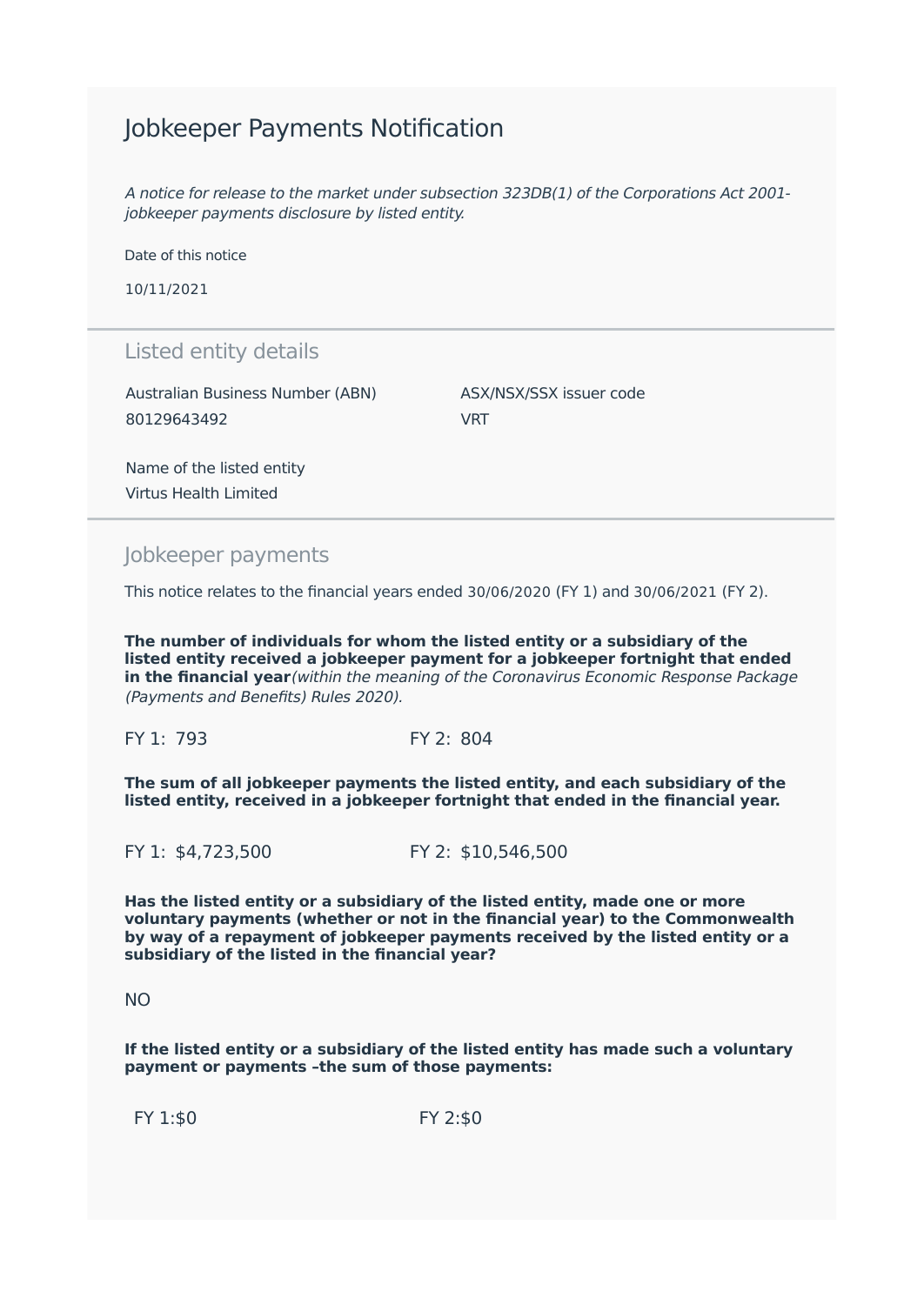# Jobkeeper Payments Notification

*A notice for release to the market under subsection 323DB(1) of the Corporations Act 2001-jobkeeper payments disclosure by listed entity.*

Date of this notice

10/11/2021

## Listed entity details

Australian Business Number (ABN)

80129643492

ASX/NSX/SSX issuer code

VRT

Name of the listed entity

Virtus Health Limited

## Jobkeeper payments

This notice relates to the financial years ended 30/06/2020 (FY 1) and 30/06/2021 (FY 2).

**The number of individuals for whom the listed entity or a subsidiary of the listed entity received a jobkeeper payment for a jobkeeper fortnight that ended in the financial year***(within the meaning of the Coronavirus Economic Response Package (Payments and Benefits) Rules 2020).*

FY 1: 793

FY 2: 804

**The sum of all jobkeeper payments the listed entity, and each subsidiary of the listed entity, received in a jobkeeper fortnight that ended in the financial year.**

FY 1: $4,723,500

FY 2: $10,546,500

**Has the listed entity or a subsidiary of the listed entity, made one or more voluntary payments (whether or not in the financial year) to the Commonwealth by way of a repayment of jobkeeper payments received by the listed entity or a subsidiary of the listed in the financial year?**

NO

**If the listed entity or a subsidiary of the listed entity has made such a voluntary payment or payments –the sum of those payments:**

FY 1:$0

FY 2:$0